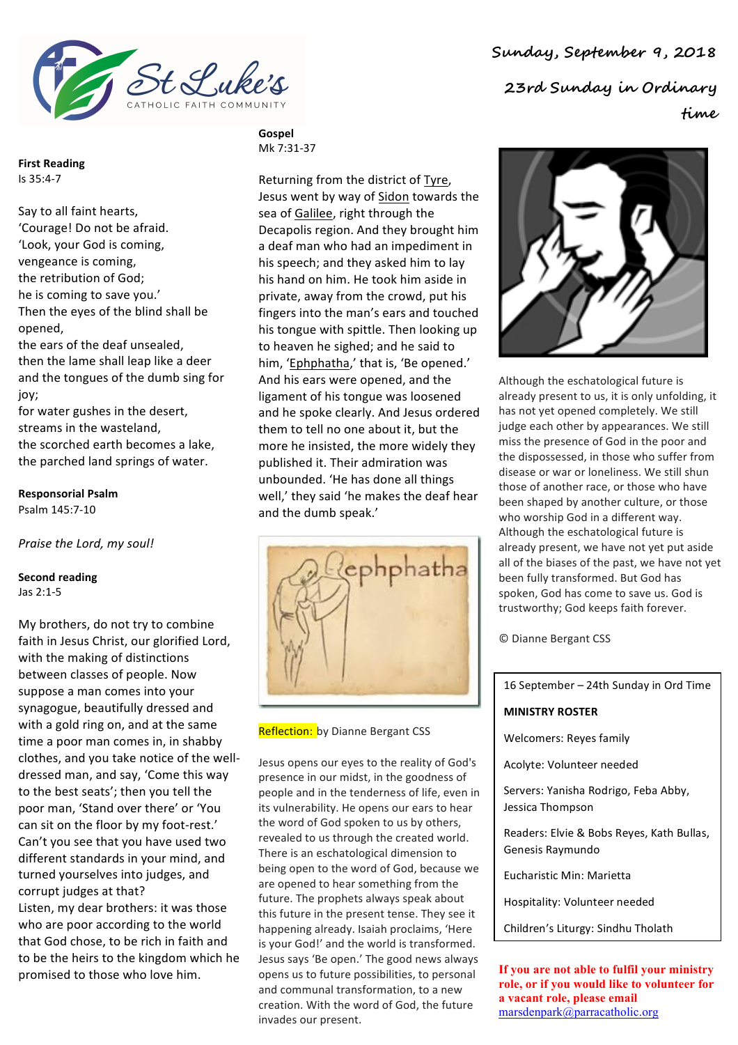St Luke's
CATHOLIC FAITH COMMUNITY

**Sunday, September 9, 2018**

**23rd Sunday in Ordinary time**

**First Reading**
Is 35:4-7

Say to all faint hearts,
'Courage! Do not be afraid.
'Look, your God is coming,
vengeance is coming,
the retribution of God;
he is coming to save you.'
Then the eyes of the blind shall be opened,
the ears of the deaf unsealed,
then the lame shall leap like a deer
and the tongues of the dumb sing for joy;
for water gushes in the desert,
streams in the wasteland,
the scorched earth becomes a lake,
the parched land springs of water.

**Responsorial Psalm**
Psalm 145:7-10

*Praise the Lord, my soul!*

**Second reading**
Jas 2:1-5

My brothers, do not try to combine faith in Jesus Christ, our glorified Lord, with the making of distinctions between classes of people. Now suppose a man comes into your synagogue, beautifully dressed and with a gold ring on, and at the same time a poor man comes in, in shabby clothes, and you take notice of the well-dressed man, and say, 'Come this way to the best seats'; then you tell the poor man, 'Stand over there' or 'You can sit on the floor by my foot-rest.' Can't you see that you have used two different standards in your mind, and turned yourselves into judges, and corrupt judges at that?
Listen, my dear brothers: it was those who are poor according to the world that God chose, to be rich in faith and to be the heirs to the kingdom which he promised to those who love him.

**Gospel**
Mk 7:31-37

Returning from the district of Tyre, Jesus went by way of Sidon towards the sea of Galilee, right through the Decapolis region. And they brought him a deaf man who had an impediment in his speech; and they asked him to lay his hand on him. He took him aside in private, away from the crowd, put his fingers into the man's ears and touched his tongue with spittle. Then looking up to heaven he sighed; and he said to him, 'Ephphatha,' that is, 'Be opened.' And his ears were opened, and the ligament of his tongue was loosened and he spoke clearly. And Jesus ordered them to tell no one about it, but the more he insisted, the more widely they published it. Their admiration was unbounded. 'He has done all things well,' they said 'he makes the deaf hear and the dumb speak.'

ephphatha

Reflection: by Dianne Bergant CSS

Jesus opens our eyes to the reality of God's presence in our midst, in the goodness of people and in the tenderness of life, even in its vulnerability. He opens our ears to hear the word of God spoken to us by others, revealed to us through the created world. There is an eschatological dimension to being open to the word of God, because we are opened to hear something from the future. The prophets always speak about this future in the present tense. They see it happening already. Isaiah proclaims, 'Here is your God!' and the world is transformed. Jesus says 'Be open.' The good news always opens us to future possibilities, to personal and communal transformation, to a new creation. With the word of God, the future invades our present.

Although the eschatological future is already present to us, it is only unfolding, it has not yet opened completely. We still judge each other by appearances. We still miss the presence of God in the poor and the dispossessed, in those who suffer from disease or war or loneliness. We still shun those of another race, or those who have been shaped by another culture, or those who worship God in a different way. Although the eschatological future is already present, we have not yet put aside all of the biases of the past, we have not yet been fully transformed. But God has spoken, God has come to save us. God is trustworthy; God keeps faith forever.

© Dianne Bergant CSS

16 September – 24th Sunday in Ord Time

**MINISTRY ROSTER**

Welcomers: Reyes family

Acolyte: Volunteer needed

Servers: Yanisha Rodrigo, Feba Abby, Jessica Thompson

Readers: Elvie & Bobs Reyes, Kath Bullas, Genesis Raymundo

Eucharistic Min: Marietta

Hospitality: Volunteer needed

Children's Liturgy: Sindhu Tholath

**If you are not able to fulfil your ministry role, or if you would like to volunteer for a vacant role, please email marsdenpark@parracatholic.org**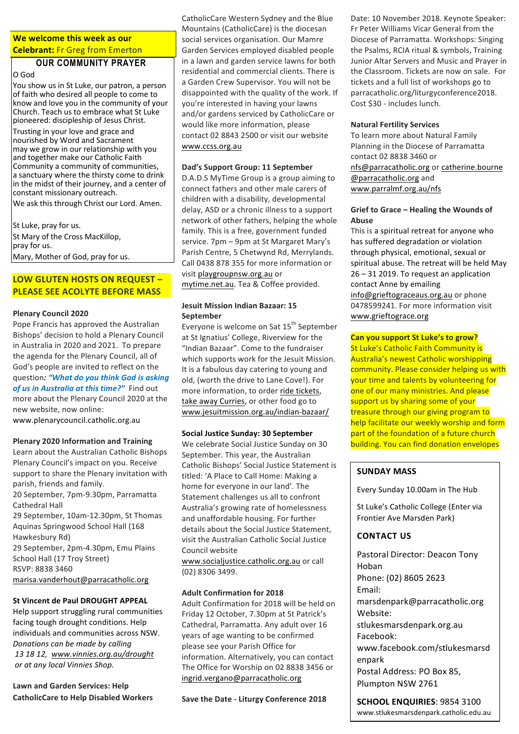**We welcome this week as our Celebrant:** Fr Greg from Emerton

## OUR COMMUNITY PRAYER

O God

You show us in St Luke, our patron, a person of faith who desired all people to come to know and love you in the community of your Church. Teach us to embrace what St Luke pioneered: discipleship of Jesus Christ.

Trusting in your love and grace and nourished by Word and Sacrament may we grow in our relationship with you and together make our Catholic Faith Community a community of communities, a sanctuary where the thirsty come to drink in the midst of their journey, and a center of constant missionary outreach.

We ask this through Christ our Lord. Amen.

St Luke, pray for us.

St Mary of the Cross MacKillop, pray for us.

Mary, Mother of God, pray for us.

**LOW GLUTEN HOSTS ON REQUEST – PLEASE SEE ACOLYTE BEFORE MASS**

**Plenary Council 2020**

Pope Francis has approved the Australian Bishops' decision to hold a Plenary Council in Australia in 2020 and 2021. To prepare the agenda for the Plenary Council, all of God's people are invited to reflect on the question*: "What do you think God is asking of us in Australia at this time?"* Find out more about the Plenary Council 2020 at the new website, now online: www.plenarycouncil.catholic.org.au

**Plenary 2020 Information and Training**

Learn about the Australian Catholic Bishops Plenary Council's impact on you. Receive support to share the Plenary invitation with parish, friends and family.

20 September, 7pm-9.30pm, Parramatta Cathedral Hall

29 September, 10am-12.30pm, St Thomas Aquinas Springwood School Hall (168 Hawkesbury Rd)

29 September, 2pm-4.30pm, Emu Plains School Hall (17 Troy Street)

RSVP: 8838 3460

marisa.vanderhout@parracatholic.org

**St Vincent de Paul DROUGHT APPEAL**

Help support struggling rural communities facing tough drought conditions. Help individuals and communities across NSW. *Donations can be made by calling 13 18 12, www.vinnies.org.au/drought or at any local Vinnies Shop.*

**Lawn and Garden Services: Help CatholicCare to Help Disabled Workers**

CatholicCare Western Sydney and the Blue Mountains (CatholicCare) is the diocesan social services organisation. Our Mamre Garden Services employed disabled people in a lawn and garden service lawns for both residential and commercial clients. There is a Garden Crew Supervisor. You will not be disappointed with the quality of the work. If you're interested in having your lawns and/or gardens serviced by CatholicCare or would like more information, please contact 02 8843 2500 or visit our website www.ccss.org.au

**Dad's Support Group: 11 September**

D.A.D.S MyTime Group is a group aiming to connect fathers and other male carers of children with a disability, developmental delay, ASD or a chronic illness to a support network of other fathers, helping the whole family. This is a free, government funded service. 7pm – 9pm at St Margaret Mary's Parish Centre, 5 Chetwynd Rd, Merrylands. Call 0438 878 355 for more information or visit playgroupnsw.org.au or mytime.net.au. Tea & Coffee provided.

**Jesuit Mission Indian Bazaar: 15 September**

Everyone is welcome on Sat 15th September at St Ignatius' College, Riverview for the "Indian Bazaar". Come to the fundraiser which supports work for the Jesuit Mission. It is a fabulous day catering to young and old, (worth the drive to Lane Cove!). For more information, to order ride tickets, take away Curries, or other food go to www.jesuitmission.org.au/indian-bazaar/

**Social Justice Sunday: 30 September**

We celebrate Social Justice Sunday on 30 September. This year, the Australian Catholic Bishops' Social Justice Statement is titled: 'A Place to Call Home: Making a home for everyone in our land'. The Statement challenges us all to confront Australia's growing rate of homelessness and unaffordable housing. For further details about the Social Justice Statement, visit the Australian Catholic Social Justice Council website www.socialjustice.catholic.org.au or call (02) 8306 3499.

**Adult Confirmation for 2018**

Adult Confirmation for 2018 will be held on Friday 12 October, 7.30pm at St Patrick's Cathedral, Parramatta. Any adult over 16 years of age wanting to be confirmed please see your Parish Office for information. Alternatively, you can contact The Office for Worship on 02 8838 3456 or ingrid.vergano@parracatholic.org

**Save the Date - Liturgy Conference 2018**

Date: 10 November 2018. Keynote Speaker: Fr Peter Williams Vicar General from the Diocese of Parramatta. Workshops: Singing the Psalms, RCIA ritual & symbols, Training Junior Altar Servers and Music and Prayer in the Classroom. Tickets are now on sale. For tickets and a full list of workshops go to parracatholic.org/liturgyconference2018. Cost $30 - includes lunch.

**Natural Fertility Services**

To learn more about Natural Family Planning in the Diocese of Parramatta contact 02 8838 3460 or nfs@parracatholic.org or catherine.bourne@parracatholic.org and www.parralmf.org.au/nfs

**Grief to Grace – Healing the Wounds of Abuse**

This is a spiritual retreat for anyone who has suffered degradation or violation through physical, emotional, sexual or spiritual abuse. The retreat will be held May 26 – 31 2019. To request an application contact Anne by emailing info@grieftograceaus.org.au or phone 0478599241. For more information visit www.grieftograce.org

**Can you support St Luke's to grow?**

St Luke's Catholic Faith Community is Australia's newest Catholic worshipping community. Please consider helping us with your time and talents by volunteering for one of our many ministries. And please support us by sharing some of your treasure through our giving program to help facilitate our weekly worship and form part of the foundation of a future church building. You can find donation envelopes

**SUNDAY MASS**

Every Sunday 10.00am in The Hub

St Luke's Catholic College (Enter via Frontier Ave Marsden Park)

**CONTACT US**

Pastoral Director: Deacon Tony Hoban

Phone: (02) 8605 2623

Email: marsdenpark@parracatholic.org

Website: stlukesmarsdenpark.org.au

Facebook: www.facebook.com/stlukesmarsdenpark

Postal Address: PO Box 85, Plumpton NSW 2761

**SCHOOL ENQUIRIES**: 9854 3100

www.stlukesmarsdenpark.catholic.edu.au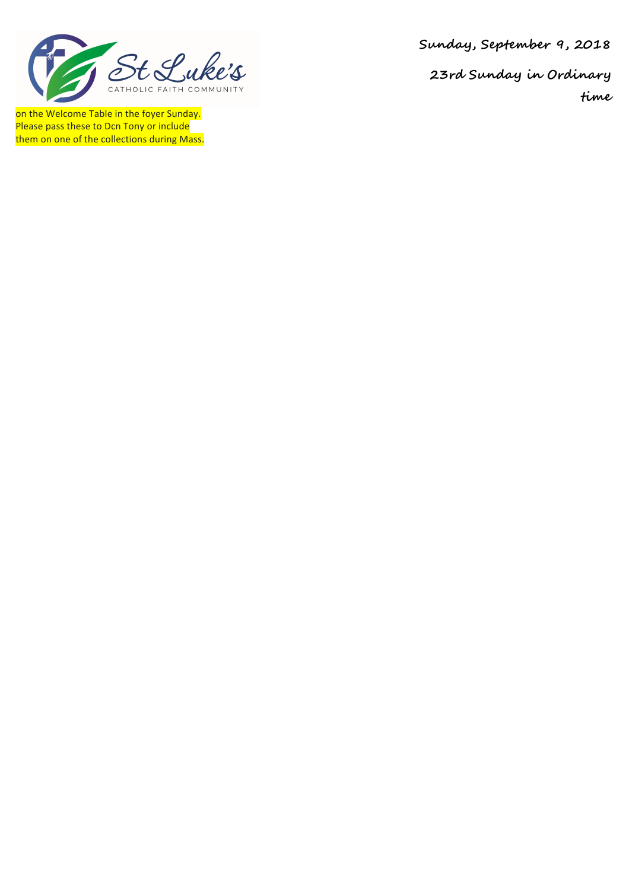Sunday, September 9, 2018

23rd Sunday in Ordinary time

on the Welcome Table in the foyer Sunday. Please pass these to Dcn Tony or include them on one of the collections during Mass.